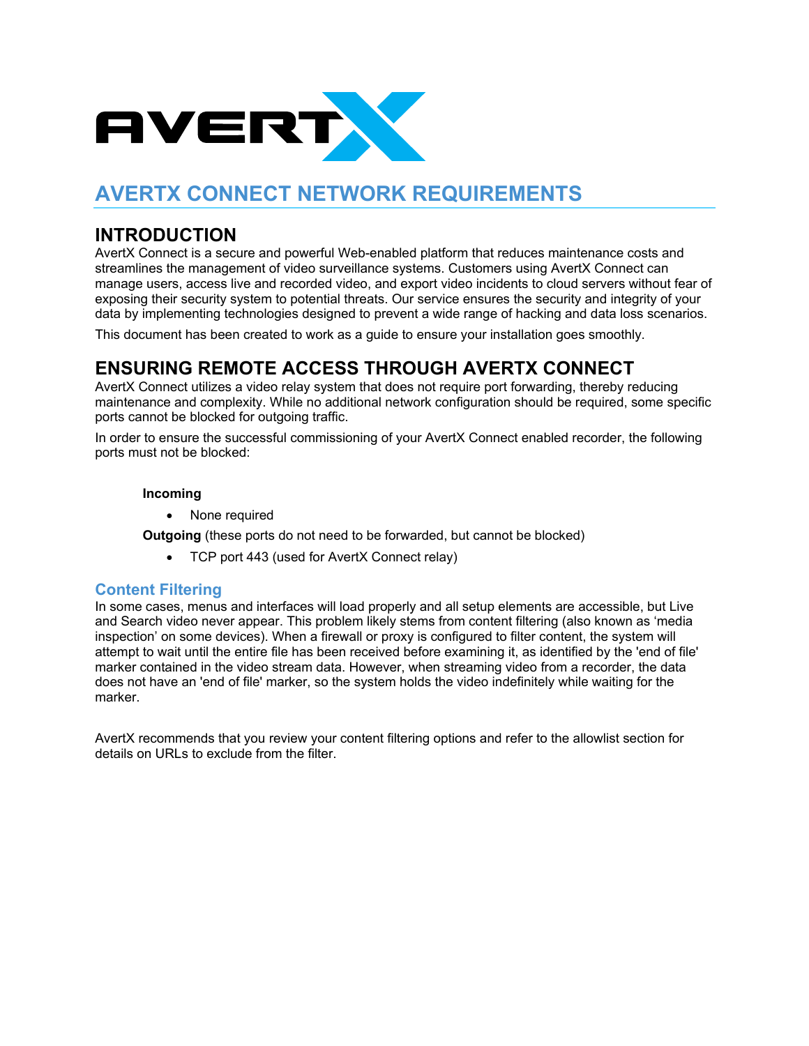# AVERTX CONNECT NETWORK REQUIREMENTS

## INTRODUCTION

AvertX Connect is a secure and powerful Web-enabled platform that reduces maintenance costs and streamlines the management of video surveillance systems. Customers using AvertX Connect can manage users, access live and recorded video, and export video incidents to cloud servers without fear of exposing their security system to potential threats. Our service ensures the security and integrity of your data by implementing technologies designed to prevent a wide range of hacking and data loss scenarios.

This document has been created to work as a guide to ensure your installation goes smoothly.

## ENSURING REMOTE ACCESS THROUGH AVERTX CONNECT

AvertX Connect utilizes a video relay system that does not require port forwarding, thereby reducing maintenance and complexity. While no additional network configuration should be required, some specific ports cannot be blocked for outgoing traffic.

In order to ensure the successful commissioning of your AvertX Connect enabled recorder, the following ports must not be blocked:

**Incoming**

- None required

**Outgoing** (these ports do not need to be forwarded, but cannot be blocked)

- TCP port 443 (used for AvertX Connect relay)

### Content Filtering

In some cases, menus and interfaces will load properly and all setup elements are accessible, but Live and Search video never appear. This problem likely stems from content filtering (also known as 'media inspection' on some devices). When a firewall or proxy is configured to filter content, the system will attempt to wait until the entire file has been received before examining it, as identified by the 'end of file' marker contained in the video stream data. However, when streaming video from a recorder, the data does not have an 'end of file' marker, so the system holds the video indefinitely while waiting for the marker.

AvertX recommends that you review your content filtering options and refer to the allowlist section for details on URLs to exclude from the filter.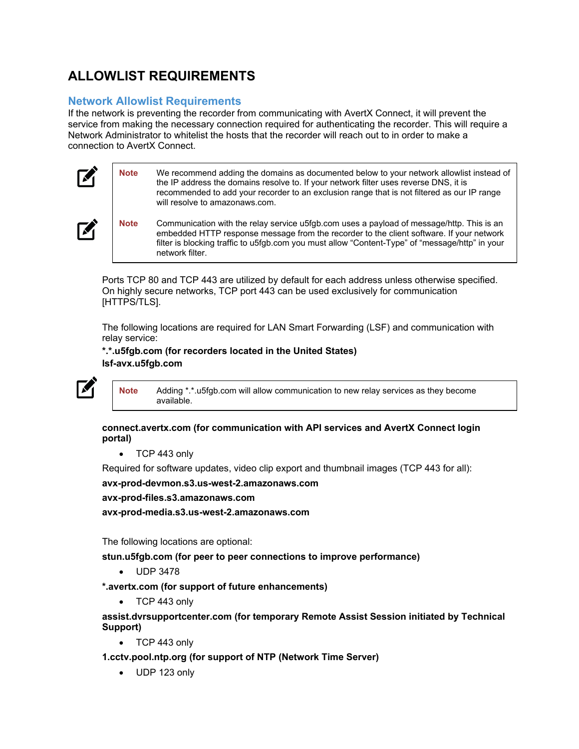# ALLOWLIST REQUIREMENTS

## Network Allowlist Requirements

If the network is preventing the recorder from communicating with AvertX Connect, it will prevent the service from making the necessary connection required for authenticating the recorder. This will require a Network Administrator to whitelist the hosts that the recorder will reach out to in order to make a connection to AvertX Connect.

> **Note** We recommend adding the domains as documented below to your network allowlist instead of the IP address the domains resolve to. If your network filter uses reverse DNS, it is recommended to add your recorder to an exclusion range that is not filtered as our IP range will resolve to amazonaws.com.

> **Note** Communication with the relay service u5fgb.com uses a payload of message/http. This is an embedded HTTP response message from the recorder to the client software. If your network filter is blocking traffic to u5fgb.com you must allow "Content-Type" of "message/http" in your network filter.

Ports TCP 80 and TCP 443 are utilized by default for each address unless otherwise specified. On highly secure networks, TCP port 443 can be used exclusively for communication [HTTPS/TLS].

The following locations are required for LAN Smart Forwarding (LSF) and communication with relay service:

**\*.\*.u5fgb.com (for recorders located in the United States)**

**lsf-avx.u5fgb.com**

> **Note** Adding \*.\*.u5fgb.com will allow communication to new relay services as they become available.

**connect.avertx.com (for communication with API services and AvertX Connect login portal)**

- TCP 443 only

Required for software updates, video clip export and thumbnail images (TCP 443 for all):

**avx-prod-devmon.s3.us-west-2.amazonaws.com**

**avx-prod-files.s3.amazonaws.com**

**avx-prod-media.s3.us-west-2.amazonaws.com**

The following locations are optional:

**stun.u5fgb.com (for peer to peer connections to improve performance)**

- UDP 3478

**\*.avertx.com (for support of future enhancements)**

- TCP 443 only

**assist.dvrsupportcenter.com (for temporary Remote Assist Session initiated by Technical Support)**

- TCP 443 only

**1.cctv.pool.ntp.org (for support of NTP (Network Time Server)**

- UDP 123 only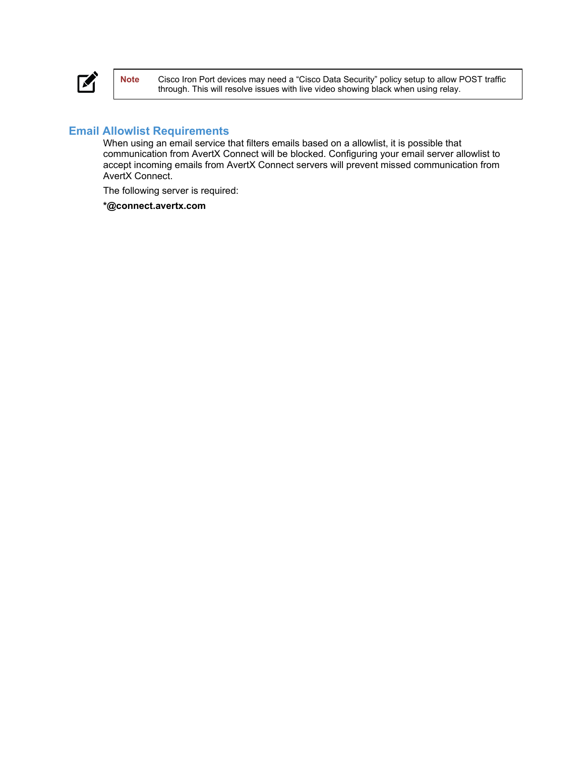> **Note** Cisco Iron Port devices may need a “Cisco Data Security” policy setup to allow POST traffic through. This will resolve issues with live video showing black when using relay.

## Email Allowlist Requirements

When using an email service that filters emails based on a allowlist, it is possible that communication from AvertX Connect will be blocked. Configuring your email server allowlist to accept incoming emails from AvertX Connect servers will prevent missed communication from AvertX Connect.

The following server is required:

**\*@connect.avertx.com**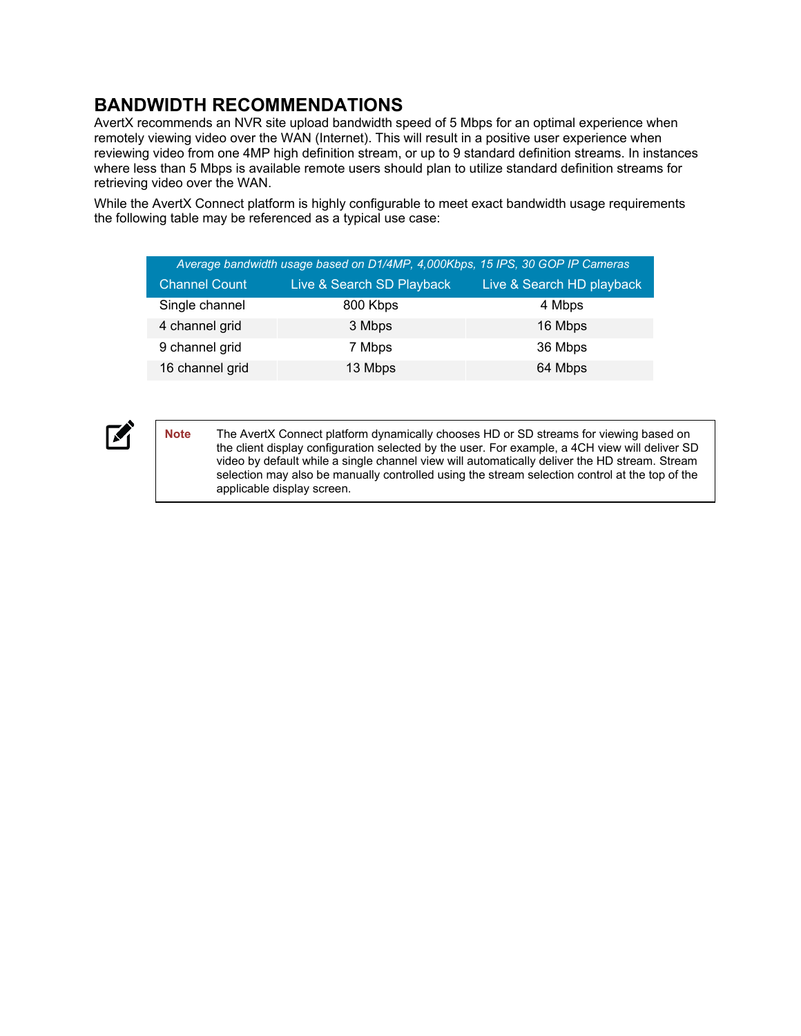## BANDWIDTH RECOMMENDATIONS

AvertX recommends an NVR site upload bandwidth speed of 5 Mbps for an optimal experience when remotely viewing video over the WAN (Internet). This will result in a positive user experience when reviewing video from one 4MP high definition stream, or up to 9 standard definition streams. In instances where less than 5 Mbps is available remote users should plan to utilize standard definition streams for retrieving video over the WAN.

While the AvertX Connect platform is highly configurable to meet exact bandwidth usage requirements the following table may be referenced as a typical use case:

| *Average bandwidth usage based on D1/4MP, 4,000Kbps, 15 IPS, 30 GOP IP Cameras* | | |
|---|---|---|
| Channel Count | Live & Search SD Playback | Live & Search HD playback |
| Single channel | 800 Kbps | 4 Mbps |
| 4 channel grid | 3 Mbps | 16 Mbps |
| 9 channel grid | 7 Mbps | 36 Mbps |
| 16 channel grid | 13 Mbps | 64 Mbps |

**Note** The AvertX Connect platform dynamically chooses HD or SD streams for viewing based on the client display configuration selected by the user. For example, a 4CH view will deliver SD video by default while a single channel view will automatically deliver the HD stream. Stream selection may also be manually controlled using the stream selection control at the top of the applicable display screen.